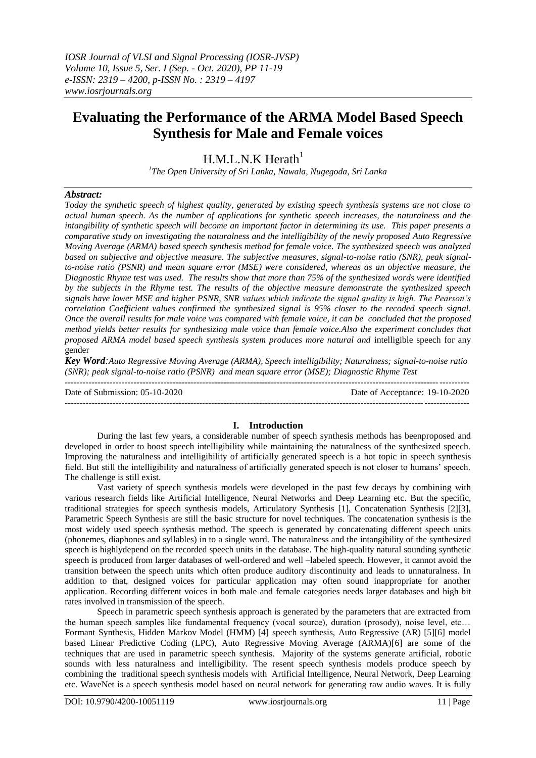# Evaluating the Performance of the ARMA Model Based Speech Synthesis for Male and Female voices

H.M.L.N.K Herath[1]

[1]The Open University of Sri Lanka, Nawala, Nugegoda, Sri Lanka

***Abstract:***

*Today the synthetic speech of highest quality, generated by existing speech synthesis systems are not close to actual human speech. As the number of applications for synthetic speech increases, the naturalness and the intangibility of synthetic speech will become an important factor in determining its use. This paper presents a comparative study on investigating the naturalness and the intelligibility of the newly proposed Auto Regressive Moving Average (ARMA) based speech synthesis method for female voice. The synthesized speech was analyzed based on subjective and objective measure. The subjective measures, signal-to-noise ratio (SNR), peak signal-to-noise ratio (PSNR) and mean square error (MSE) were considered, whereas as an objective measure, the Diagnostic Rhyme test was used. The results show that more than 75% of the synthesized words were identified by the subjects in the Rhyme test. The results of the objective measure demonstrate the synthesized speech signals have lower MSE and higher PSNR, SNR values which indicate the signal quality is high. The Pearson's correlation Coefficient values confirmed the synthesized signal is 95% closer to the recoded speech signal. Once the overall results for male voice was compared with female voice, it can be concluded that the proposed method yields better results for synthesizing male voice than female voice.Also the experiment concludes that proposed ARMA model based speech synthesis system produces more natural and* intelligible speech for any gender

***Key Word****:Auto Regressive Moving Average (ARMA), Speech intelligibility; Naturalness; signal-to-noise ratio (SNR); peak signal-to-noise ratio (PSNR) and mean square error (MSE); Diagnostic Rhyme Test*

---

Date of Submission: 05-10-2020 Date of Acceptance: 19-10-2020

---

## I. Introduction

During the last few years, a considerable number of speech synthesis methods has beenproposed and developed in order to boost speech intelligibility while maintaining the naturalness of the synthesized speech. Improving the naturalness and intelligibility of artificially generated speech is a hot topic in speech synthesis field. But still the intelligibility and naturalness of artificially generated speech is not closer to humans' speech. The challenge is still exist.

Vast variety of speech synthesis models were developed in the past few decays by combining with various research fields like Artificial Intelligence, Neural Networks and Deep Learning etc. But the specific, traditional strategies for speech synthesis models, Articulatory Synthesis [1], Concatenation Synthesis [2][3], Parametric Speech Synthesis are still the basic structure for novel techniques. The concatenation synthesis is the most widely used speech synthesis method. The speech is generated by concatenating different speech units (phonemes, diaphones and syllables) in to a single word. The naturalness and the intangibility of the synthesized speech is highlydepend on the recorded speech units in the database. The high-quality natural sounding synthetic speech is produced from larger databases of well-ordered and well –labeled speech. However, it cannot avoid the transition between the speech units which often produce auditory discontinuity and leads to unnaturalness. In addition to that, designed voices for particular application may often sound inappropriate for another application. Recording different voices in both male and female categories needs larger databases and high bit rates involved in transmission of the speech.

Speech in parametric speech synthesis approach is generated by the parameters that are extracted from the human speech samples like fundamental frequency (vocal source), duration (prosody), noise level, etc… Formant Synthesis, Hidden Markov Model (HMM) [4] speech synthesis, Auto Regressive (AR) [5][6] model based Linear Predictive Coding (LPC), Auto Regressive Moving Average (ARMA)[6] are some of the techniques that are used in parametric speech synthesis. Majority of the systems generate artificial, robotic sounds with less naturalness and intelligibility. The resent speech synthesis models produce speech by combining the traditional speech synthesis models with Artificial Intelligence, Neural Network, Deep Learning etc. WaveNet is a speech synthesis model based on neural network for generating raw audio waves. It is fully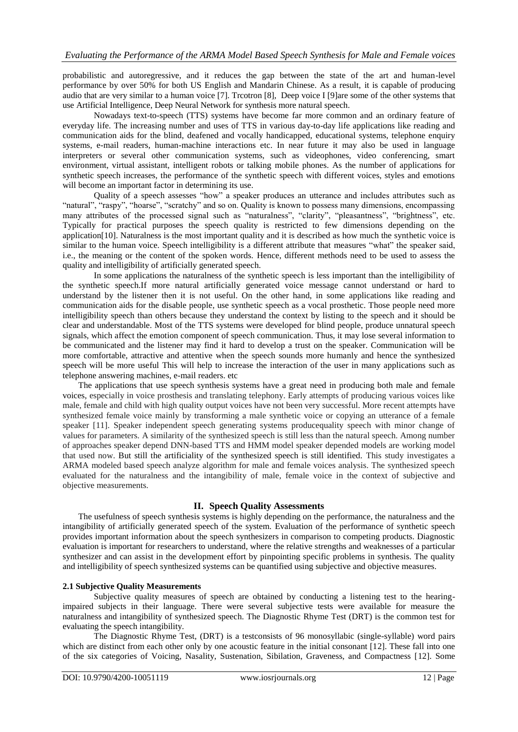probabilistic and autoregressive, and it reduces the gap between the state of the art and human-level performance by over 50% for both US English and Mandarin Chinese. As a result, it is capable of producing audio that are very similar to a human voice [7]. Trcotron [8], Deep voice I [9]are some of the other systems that use Artificial Intelligence, Deep Neural Network for synthesis more natural speech.

Nowadays text-to-speech (TTS) systems have become far more common and an ordinary feature of everyday life. The increasing number and uses of TTS in various day-to-day life applications like reading and communication aids for the blind, deafened and vocally handicapped, educational systems, telephone enquiry systems, e-mail readers, human-machine interactions etc. In near future it may also be used in language interpreters or several other communication systems, such as videophones, video conferencing, smart environment, virtual assistant, intelligent robots or talking mobile phones. As the number of applications for synthetic speech increases, the performance of the synthetic speech with different voices, styles and emotions will become an important factor in determining its use.

Quality of a speech assesses "how" a speaker produces an utterance and includes attributes such as "natural", "raspy", "hoarse", "scratchy" and so on. Quality is known to possess many dimensions, encompassing many attributes of the processed signal such as "naturalness", "clarity", "pleasantness", "brightness", etc. Typically for practical purposes the speech quality is restricted to few dimensions depending on the application[10]. Naturalness is the most important quality and it is described as how much the synthetic voice is similar to the human voice. Speech intelligibility is a different attribute that measures "what" the speaker said, i.e., the meaning or the content of the spoken words. Hence, different methods need to be used to assess the quality and intelligibility of artificially generated speech.

In some applications the naturalness of the synthetic speech is less important than the intelligibility of the synthetic speech.If more natural artificially generated voice message cannot understand or hard to understand by the listener then it is not useful. On the other hand, in some applications like reading and communication aids for the disable people, use synthetic speech as a vocal prosthetic. Those people need more intelligibility speech than others because they understand the context by listing to the speech and it should be clear and understandable. Most of the TTS systems were developed for blind people, produce unnatural speech signals, which affect the emotion component of speech communication. Thus, it may lose several information to be communicated and the listener may find it hard to develop a trust on the speaker. Communication will be more comfortable, attractive and attentive when the speech sounds more humanly and hence the synthesized speech will be more useful This will help to increase the interaction of the user in many applications such as telephone answering machines, e-mail readers. etc

The applications that use speech synthesis systems have a great need in producing both male and female voices, especially in voice prosthesis and translating telephony. Early attempts of producing various voices like male, female and child with high quality output voices have not been very successful. More recent attempts have synthesized female voice mainly by transforming a male synthetic voice or copying an utterance of a female speaker [11]. Speaker independent speech generating systems producequality speech with minor change of values for parameters. A similarity of the synthesized speech is still less than the natural speech. Among number of approaches speaker depend DNN-based TTS and HMM model speaker depended models are working model that used now. But still the artificiality of the synthesized speech is still identified. This study investigates a ARMA modeled based speech analyze algorithm for male and female voices analysis. The synthesized speech evaluated for the naturalness and the intangibility of male, female voice in the context of subjective and objective measurements.

## II. Speech Quality Assessments

The usefulness of speech synthesis systems is highly depending on the performance, the naturalness and the intangibility of artificially generated speech of the system. Evaluation of the performance of synthetic speech provides important information about the speech synthesizers in comparison to competing products. Diagnostic evaluation is important for researchers to understand, where the relative strengths and weaknesses of a particular synthesizer and can assist in the development effort by pinpointing specific problems in synthesis. The quality and intelligibility of speech synthesized systems can be quantified using subjective and objective measures.

### 2.1 Subjective Quality Measurements

Subjective quality measures of speech are obtained by conducting a listening test to the hearing-impaired subjects in their language. There were several subjective tests were available for measure the naturalness and intangibility of synthesized speech. The Diagnostic Rhyme Test (DRT) is the common test for evaluating the speech intangibility.

The Diagnostic Rhyme Test, (DRT) is a testconsists of 96 monosyllabic (single-syllable) word pairs which are distinct from each other only by one acoustic feature in the initial consonant [12]. These fall into one of the six categories of Voicing, Nasality, Sustenation, Sibilation, Graveness, and Compactness [12]. Some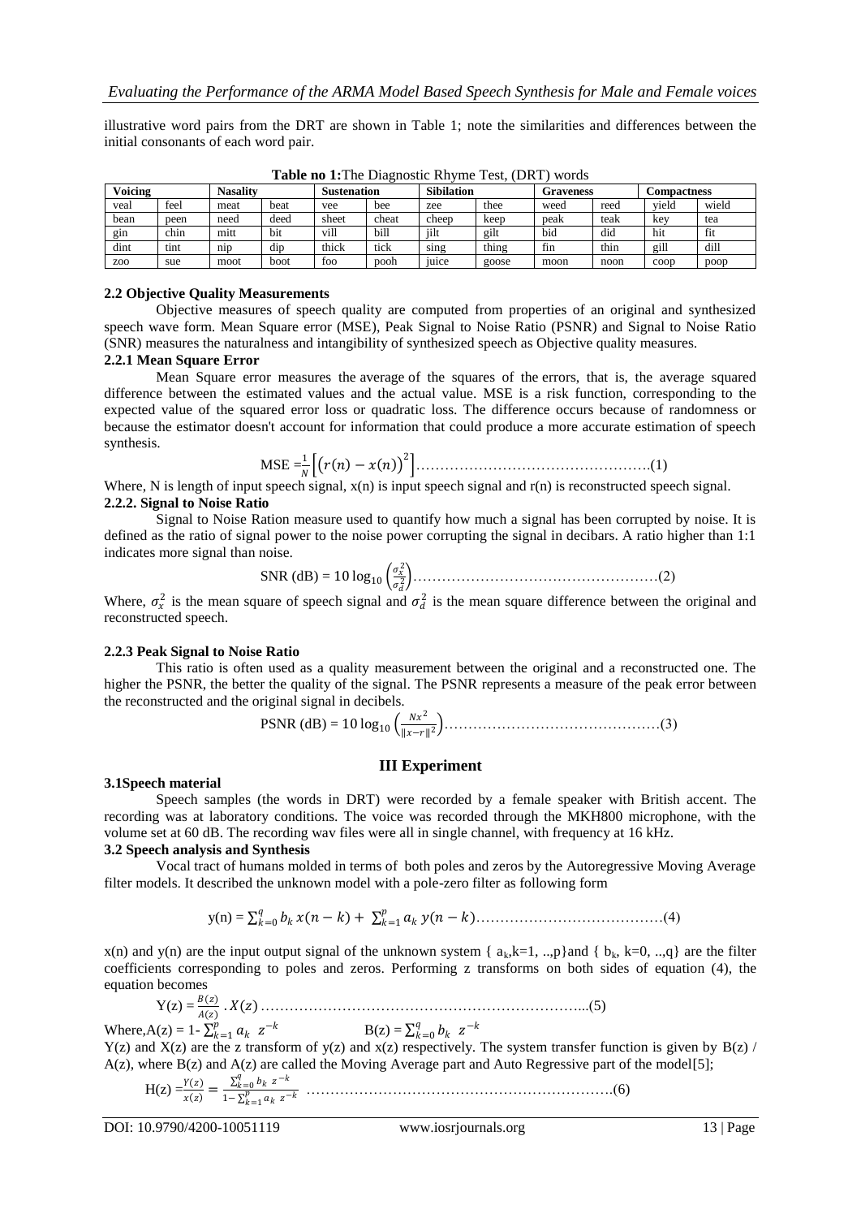illustrative word pairs from the DRT are shown in Table 1; note the similarities and differences between the initial consonants of each word pair.

**Table no 1:** The Diagnostic Rhyme Test, (DRT) words

| **Voicing** | | **Nasality** | | **Sustenation** | | **Sibilation** | | **Graveness** | | **Compactness** | |
|---|---|---|---|---|---|---|---|---|---|---|---|
| veal | feel | meat | beat | vee | bee | zee | thee | weed | reed | yield | wield |
| bean | peen | need | deed | sheet | cheat | cheep | keep | peak | teak | key | tea |
| gin | chin | mitt | bit | vill | bill | jilt | gilt | bid | did | hit | fit |
| dint | tint | nip | dip | thick | tick | sing | thing | fin | thin | gill | dill |
| zoo | sue | moot | boot | foo | pooh | juice | goose | moon | noon | coop | poop |

### 2.2 Objective Quality Measurements

Objective measures of speech quality are computed from properties of an original and synthesized speech wave form. Mean Square error (MSE), Peak Signal to Noise Ratio (PSNR) and Signal to Noise Ratio (SNR) measures the naturalness and intangibility of synthesized speech as Objective quality measures.

#### 2.2.1 Mean Square Error

Mean Square error measures the average of the squares of the errors, that is, the average squared difference between the estimated values and the actual value. MSE is a risk function, corresponding to the expected value of the squared error loss or quadratic loss. The difference occurs because of randomness or because the estimator doesn't account for information that could produce a more accurate estimation of speech synthesis.

$$\text{MSE} = \frac{1}{N}\left[\left(r(n) - x(n)\right)^2\right] \quad \ldots\ldots(1)$$

Where, N is length of input speech signal, x(n) is input speech signal and r(n) is reconstructed speech signal.

#### 2.2.2. Signal to Noise Ratio

Signal to Noise Ration measure used to quantify how much a signal has been corrupted by noise. It is defined as the ratio of signal power to the noise power corrupting the signal in decibars. A ratio higher than 1:1 indicates more signal than noise.

$$\text{SNR (dB)} = 10\log_{10}\left(\frac{\sigma_x^2}{\sigma_d^2}\right) \quad \ldots\ldots(2)$$

Where, $\sigma_x^2$ is the mean square of speech signal and $\sigma_d^2$ is the mean square difference between the original and reconstructed speech.

#### 2.2.3 Peak Signal to Noise Ratio

This ratio is often used as a quality measurement between the original and a reconstructed one. The higher the PSNR, the better the quality of the signal. The PSNR represents a measure of the peak error between the reconstructed and the original signal in decibels.

$$\text{PSNR (dB)} = 10\log_{10}\left(\frac{Nx^2}{\|x-r\|^2}\right) \quad \ldots\ldots(3)$$

## III Experiment

### 3.1 Speech material

Speech samples (the words in DRT) were recorded by a female speaker with British accent. The recording was at laboratory conditions. The voice was recorded through the MKH800 microphone, with the volume set at 60 dB. The recording wav files were all in single channel, with frequency at 16 kHz.

### 3.2 Speech analysis and Synthesis

Vocal tract of humans molded in terms of both poles and zeros by the Autoregressive Moving Average filter models. It described the unknown model with a pole-zero filter as following form

$$y(n) = \sum_{k=0}^{q} b_k\, x(n-k) + \sum_{k=1}^{p} a_k\, y(n-k) \quad \ldots\ldots(4)$$

x(n) and y(n) are the input output signal of the unknown system { $a_k$, k=1, ..,p} and { $b_k$, k=0, ..,q} are the filter coefficients corresponding to poles and zeros. Performing z transforms on both sides of equation (4), the equation becomes

$$Y(z) = \frac{B(z)}{A(z)} \cdot X(z) \quad \ldots\ldots(5)$$

Where, $A(z) = 1 - \sum_{k=1}^{p} a_k\ z^{-k}$ $\qquad B(z) = \sum_{k=0}^{q} b_k\ z^{-k}$

Y(z) and X(z) are the z transform of y(z) and x(z) respectively. The system transfer function is given by B(z) / A(z), where B(z) and A(z) are called the Moving Average part and Auto Regressive part of the model[5];

$$H(z) = \frac{Y(z)}{x(z)} = \frac{\sum_{k=0}^{q} b_k\ z^{-k}}{1 - \sum_{k=1}^{p} a_k\ z^{-k}} \quad \ldots\ldots(6)$$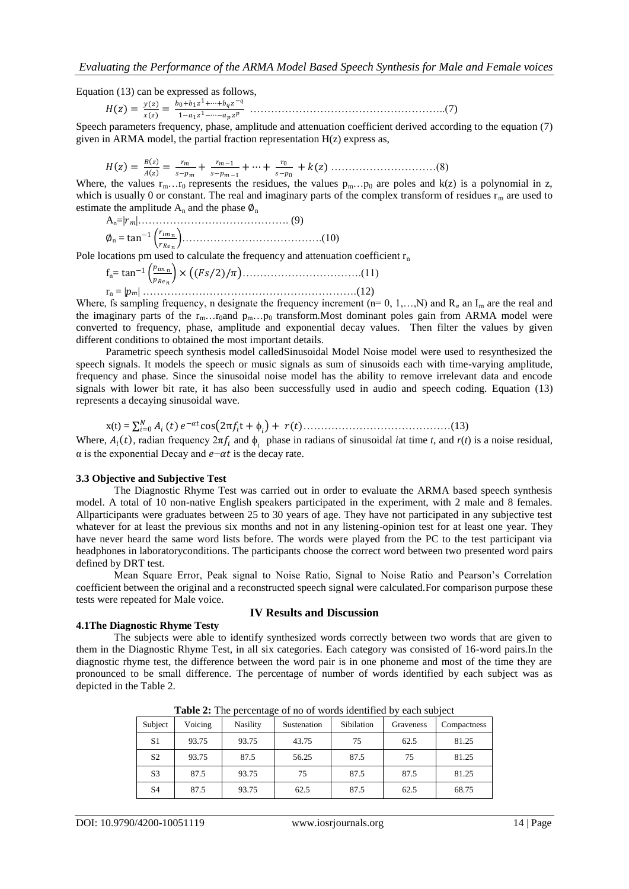Equation (13) can be expressed as follows,

$$H(z) = \frac{y(z)}{x(z)} = \frac{b_0 + b_1 z^1 + \cdots + b_q z^{-q}}{1 - a_1 z^1 - \cdots - a_p z^p} \quad \ldots\ldots\ldots\ldots\ldots\ldots\ldots\ldots\ldots\ldots\ldots\ldots\ldots\ldots\ldots\ldots\ldots\ldots\ldots\ldots(7)$$

Speech parameters frequency, phase, amplitude and attenuation coefficient derived according to the equation (7) given in ARMA model, the partial fraction representation H(z) express as,

$$H(z) = \frac{B(z)}{A(z)} = \frac{r_m}{s - p_m} + \frac{r_{m-1}}{s - p_{m-1}} + \cdots + \frac{r_0}{s - p_0} + k(z) \quad \ldots\ldots\ldots\ldots\ldots\ldots\ldots\ldots\ldots\ldots(8)$$

Where, the values $r_m \ldots r_0$ represents the residues, the values $p_m \ldots p_0$ are poles and k(z) is a polynomial in z, which is usually 0 or constant. The real and imaginary parts of the complex transform of residues $r_m$ are used to estimate the amplitude $A_n$ and the phase $\emptyset_n$

$$A_n = |r_m| \ldots\ldots\ldots\ldots\ldots\ldots\ldots\ldots\ldots\ldots\ldots\ldots\ldots\ldots\ldots (9)$$

$$\emptyset_n = \tan^{-1}\left(\frac{r_{im_n}}{r_{Re_n}}\right) \ldots\ldots\ldots\ldots\ldots\ldots\ldots\ldots\ldots\ldots\ldots\ldots\ldots.(10)$$

Pole locations pm used to calculate the frequency and attenuation coefficient $r_n$

$$f_n = \tan^{-1}\left(\frac{p_{im_n}}{p_{Re_n}}\right) \times \left((Fs/2)/\pi\right) \ldots\ldots\ldots\ldots\ldots\ldots\ldots\ldots\ldots\ldots\ldots.(11)$$

$$r_n = |p_m| \ldots\ldots\ldots\ldots\ldots\ldots\ldots\ldots\ldots\ldots\ldots\ldots\ldots\ldots\ldots\ldots\ldots\ldots\ldots.(12)$$

Where, fs sampling frequency, n designate the frequency increment (n= 0, 1,…,N) and $R_e$ an $I_m$ are the real and the imaginary parts of the $r_m \ldots r_0$ and $p_m \ldots p_0$ transform.Most dominant poles gain from ARMA model were converted to frequency, phase, amplitude and exponential decay values. Then filter the values by given different conditions to obtained the most important details.

Parametric speech synthesis model calledSinusoidal Model Noise model were used to resynthesized the speech signals. It models the speech or music signals as sum of sinusoids each with time-varying amplitude, frequency and phase. Since the sinusoidal noise model has the ability to remove irrelevant data and encode signals with lower bit rate, it has also been successfully used in audio and speech coding. Equation (13) represents a decaying sinusoidal wave.

$$x(t) = \sum_{i=0}^{N} A_i(t)\, e^{-\alpha t} \cos\left(2\pi f_i t + \phi_i\right) + r(t) \ldots\ldots\ldots\ldots\ldots\ldots\ldots\ldots\ldots\ldots\ldots\ldots\ldots(13)$$

Where, $A_i(t)$, radian frequency $2\pi f_i$ and $\phi_i$ phase in radians of sinusoidal *i*at time *t*, and *r*(*t*) is a noise residual, α is the exponential Decay and $e{-}\alpha t$ is the decay rate.

### 3.3 Objective and Subjective Test

The Diagnostic Rhyme Test was carried out in order to evaluate the ARMA based speech synthesis model. A total of 10 non-native English speakers participated in the experiment, with 2 male and 8 females. Allparticipants were graduates between 25 to 30 years of age. They have not participated in any subjective test whatever for at least the previous six months and not in any listening-opinion test for at least one year. They have never heard the same word lists before. The words were played from the PC to the test participant via headphones in laboratoryconditions. The participants choose the correct word between two presented word pairs defined by DRT test.

Mean Square Error, Peak signal to Noise Ratio, Signal to Noise Ratio and Pearson's Correlation coefficient between the original and a reconstructed speech signal were calculated.For comparison purpose these tests were repeated for Male voice.

## IV Results and Discussion

### 4.1The Diagnostic Rhyme Testy

The subjects were able to identify synthesized words correctly between two words that are given to them in the Diagnostic Rhyme Test, in all six categories. Each category was consisted of 16-word pairs.In the diagnostic rhyme test, the difference between the word pair is in one phoneme and most of the time they are pronounced to be small difference. The percentage of number of words identified by each subject was as depicted in the Table 2.

**Table 2:** The percentage of no of words identified by each subject

| Subject | Voicing | Nasility | Sustenation | Sibilation | Graveness | Compactness |
|---|---|---|---|---|---|---|
| S1 | 93.75 | 93.75 | 43.75 | 75 | 62.5 | 81.25 |
| S2 | 93.75 | 87.5 | 56.25 | 87.5 | 75 | 81.25 |
| S3 | 87.5 | 93.75 | 75 | 87.5 | 87.5 | 81.25 |
| S4 | 87.5 | 93.75 | 62.5 | 87.5 | 62.5 | 68.75 |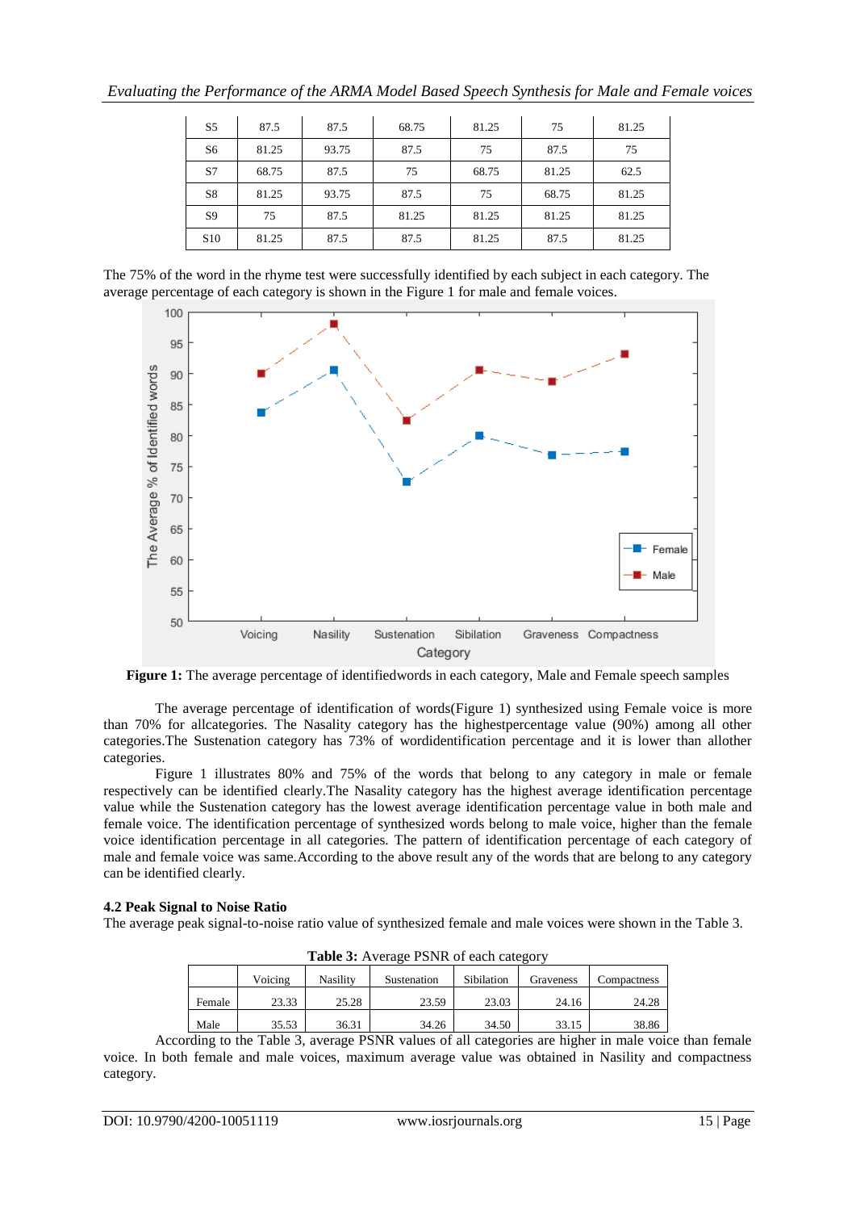| S5 | 87.5 | 87.5 | 68.75 | 81.25 | 75 | 81.25 |
|---|---|---|---|---|---|---|
| S6 | 81.25 | 93.75 | 87.5 | 75 | 87.5 | 75 |
| S7 | 68.75 | 87.5 | 75 | 68.75 | 81.25 | 62.5 |
| S8 | 81.25 | 93.75 | 87.5 | 75 | 68.75 | 81.25 |
| S9 | 75 | 87.5 | 81.25 | 81.25 | 81.25 | 81.25 |
| S10 | 81.25 | 87.5 | 87.5 | 81.25 | 87.5 | 81.25 |

The 75% of the word in the rhyme test were successfully identified by each subject in each category. The average percentage of each category is shown in the Figure 1 for male and female voices.

**Figure 1:** The average percentage of identifiedwords in each category, Male and Female speech samples

The average percentage of identification of words(Figure 1) synthesized using Female voice is more than 70% for allcategories. The Nasality category has the highestpercentage value (90%) among all other categories.The Sustenation category has 73% of wordidentification percentage and it is lower than allother categories.

Figure 1 illustrates 80% and 75% of the words that belong to any category in male or female respectively can be identified clearly.The Nasality category has the highest average identification percentage value while the Sustenation category has the lowest average identification percentage value in both male and female voice. The identification percentage of synthesized words belong to male voice, higher than the female voice identification percentage in all categories. The pattern of identification percentage of each category of male and female voice was same.According to the above result any of the words that are belong to any category can be identified clearly.

**4.2 Peak Signal to Noise Ratio**

The average peak signal-to-noise ratio value of synthesized female and male voices were shown in the Table 3.

**Table 3:** Average PSNR of each category

| | Voicing | Nasility | Sustenation | Sibilation | Graveness | Compactness |
|---|---|---|---|---|---|---|
| Female | 23.33 | 25.28 | 23.59 | 23.03 | 24.16 | 24.28 |
| Male | 35.53 | 36.31 | 34.26 | 34.50 | 33.15 | 38.86 |

According to the Table 3, average PSNR values of all categories are higher in male voice than female voice. In both female and male voices, maximum average value was obtained in Nasility and compactness category.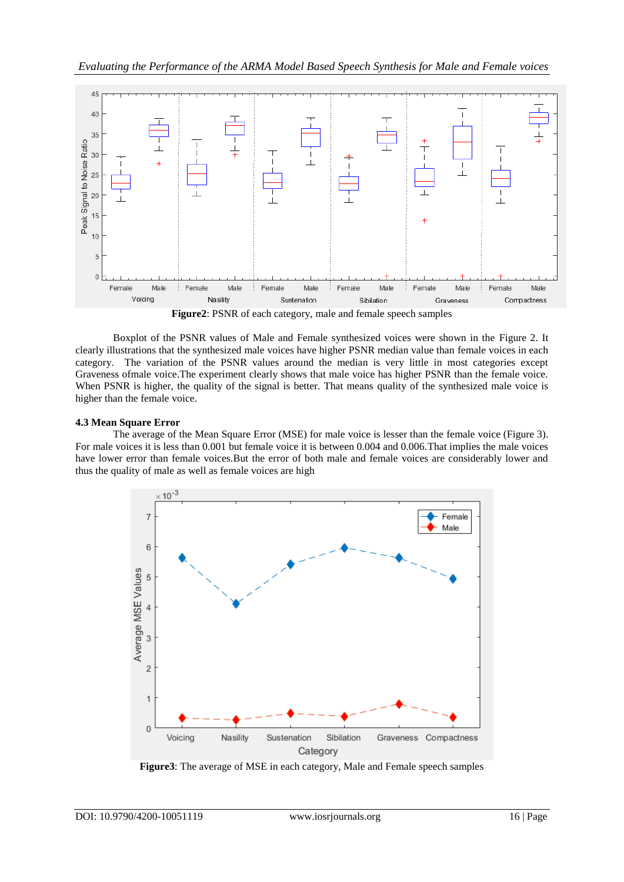**Figure2**: PSNR of each category, male and female speech samples

Boxplot of the PSNR values of Male and Female synthesized voices were shown in the Figure 2. It clearly illustrations that the synthesized male voices have higher PSNR median value than female voices in each category. The variation of the PSNR values around the median is very little in most categories except Graveness ofmale voice.The experiment clearly shows that male voice has higher PSNR than the female voice. When PSNR is higher, the quality of the signal is better. That means quality of the synthesized male voice is higher than the female voice.

### 4.3 Mean Square Error

The average of the Mean Square Error (MSE) for male voice is lesser than the female voice (Figure 3). For male voices it is less than 0.001 but female voice it is between 0.004 and 0.006.That implies the male voices have lower error than female voices.But the error of both male and female voices are considerably lower and thus the quality of male as well as female voices are high

**Figure3**: The average of MSE in each category, Male and Female speech samples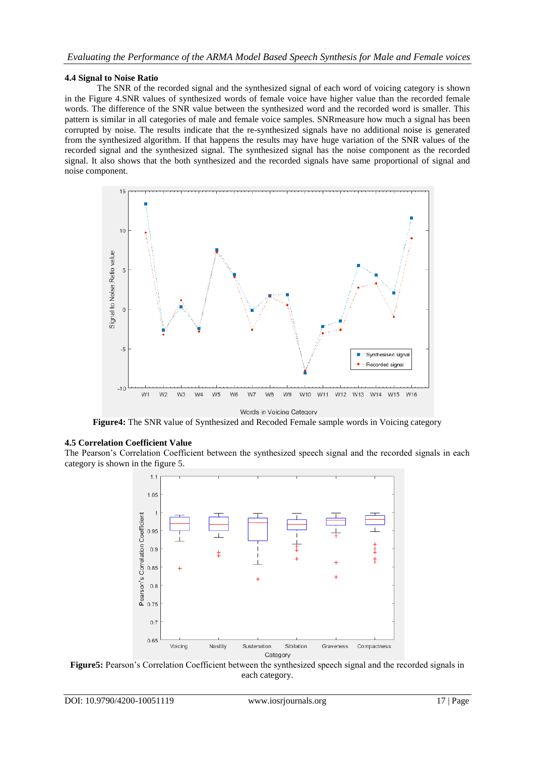### 4.4 Signal to Noise Ratio

The SNR of the recorded signal and the synthesized signal of each word of voicing category is shown in the Figure 4.SNR values of synthesized words of female voice have higher value than the recorded female words. The difference of the SNR value between the synthesized word and the recorded word is smaller. This pattern is similar in all categories of male and female voice samples. SNRmeasure how much a signal has been corrupted by noise. The results indicate that the re-synthesized signals have no additional noise is generated from the synthesized algorithm. If that happens the results may have huge variation of the SNR values of the recorded signal and the synthesized signal. The synthesized signal has the noise component as the recorded signal. It also shows that the both synthesized and the recorded signals have same proportional of signal and noise component.

**Figure4:** The SNR value of Synthesized and Recoded Female sample words in Voicing category

### 4.5 Correlation Coefficient Value

The Pearson's Correlation Coefficient between the synthesized speech signal and the recorded signals in each category is shown in the figure 5.

**Figure5:** Pearson's Correlation Coefficient between the synthesized speech signal and the recorded signals in each category.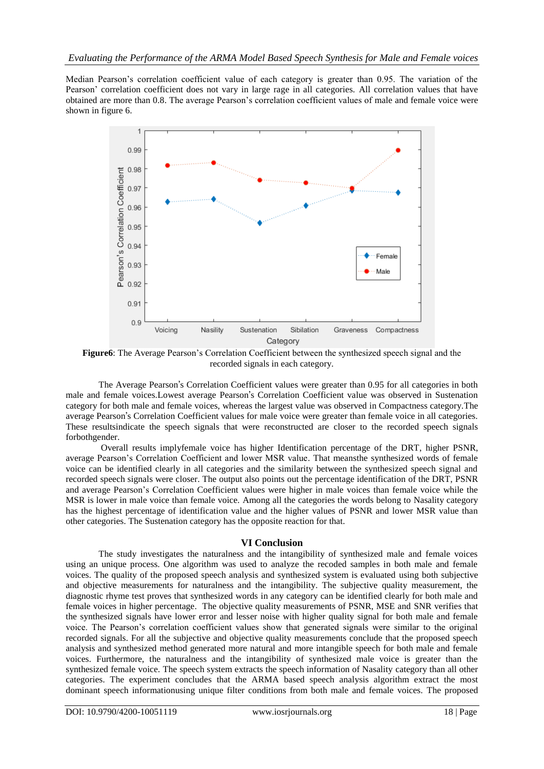Median Pearson's correlation coefficient value of each category is greater than 0.95. The variation of the Pearson' correlation coefficient does not vary in large rage in all categories. All correlation values that have obtained are more than 0.8. The average Pearson's correlation coefficient values of male and female voice were shown in figure 6.

**Figure6**: The Average Pearson's Correlation Coefficient between the synthesized speech signal and the recorded signals in each category.

The Average Pearson's Correlation Coefficient values were greater than 0.95 for all categories in both male and female voices.Lowest average Pearson's Correlation Coefficient value was observed in Sustenation category for both male and female voices, whereas the largest value was observed in Compactness category.The average Pearson's Correlation Coefficient values for male voice were greater than female voice in all categories. These resultsindicate the speech signals that were reconstructed are closer to the recorded speech signals forbothgender.

Overall results implyfemale voice has higher Identification percentage of the DRT, higher PSNR, average Pearson's Correlation Coefficient and lower MSR value. That meansthe synthesized words of female voice can be identified clearly in all categories and the similarity between the synthesized speech signal and recorded speech signals were closer. The output also points out the percentage identification of the DRT, PSNR and average Pearson's Correlation Coefficient values were higher in male voices than female voice while the MSR is lower in male voice than female voice. Among all the categories the words belong to Nasality category has the highest percentage of identification value and the higher values of PSNR and lower MSR value than other categories. The Sustenation category has the opposite reaction for that.

## VI Conclusion

The study investigates the naturalness and the intangibility of synthesized male and female voices using an unique process. One algorithm was used to analyze the recoded samples in both male and female voices. The quality of the proposed speech analysis and synthesized system is evaluated using both subjective and objective measurements for naturalness and the intangibility. The subjective quality measurement, the diagnostic rhyme test proves that synthesized words in any category can be identified clearly for both male and female voices in higher percentage. The objective quality measurements of PSNR, MSE and SNR verifies that the synthesized signals have lower error and lesser noise with higher quality signal for both male and female voice. The Pearson's correlation coefficient values show that generated signals were similar to the original recorded signals. For all the subjective and objective quality measurements conclude that the proposed speech analysis and synthesized method generated more natural and more intangible speech for both male and female voices. Furthermore, the naturalness and the intangibility of synthesized male voice is greater than the synthesized female voice. The speech system extracts the speech information of Nasality category than all other categories. The experiment concludes that the ARMA based speech analysis algorithm extract the most dominant speech informationusing unique filter conditions from both male and female voices. The proposed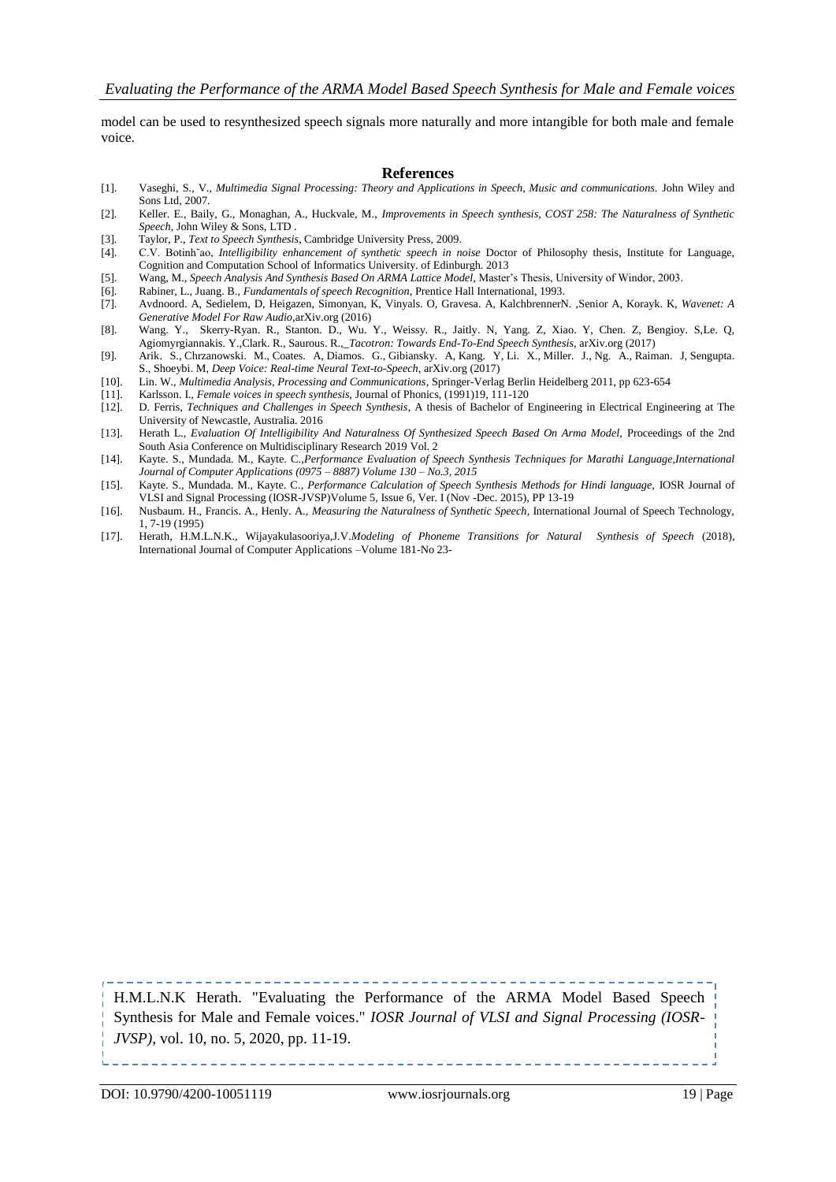model can be used to resynthesized speech signals more naturally and more intangible for both male and female voice.

## References

[1]. Vaseghi, S., V., *Multimedia Signal Processing: Theory and Applications in Speech, Music and communications.* John Wiley and Sons Ltd, 2007.

[2]. Keller. E., Baily, G., Monaghan, A., Huckvale, M., *Improvements in Speech synthesis, COST 258: The Naturalness of Synthetic Speech*, John Wiley & Sons, LTD .

[3]. Taylor, P., *Text to Speech Synthesis*, Cambridge University Press, 2009.

[4]. C.V. Botinhˇao, *Intelligibility enhancement of synthetic speech in noise* Doctor of Philosophy thesis, Institute for Language, Cognition and Computation School of Informatics University. of Edinburgh. 2013

[5]. Wang, M., *Speech Analysis And Synthesis Based On ARMA Lattice Model*, Master's Thesis, University of Windor, 2003.

[6]. Rabiner, L., Juang. B., *Fundamentals of speech Recognition*, Prentice Hall International, 1993.

[7]. Avdnoord. A, Sedielem, D, Heigazen, Simonyan, K, Vinyals. O, Gravesa. A, KalchbrennerN. ,Senior A, Korayk. K, *Wavenet: A Generative Model For Raw Audio*,arXiv.org (2016)

[8]. Wang. Y., Skerry-Ryan. R., Stanton. D., Wu. Y., Weissy. R., Jaitly. N, Yang. Z, Xiao. Y, Chen. Z, Bengioy. S,Le. Q, Agiomyrgiannakis. Y.,Clark. R., Saurous. R.,_*Tacotron: Towards End-To-End Speech Synthesis*, arXiv.org (2017)

[9]. Arik. S., Chrzanowski. M., Coates. A, Diamos. G., Gibiansky. A, Kang. Y, Li. X., Miller. J., Ng. A., Raiman. J, Sengupta. S., Shoeybi. M, *Deep Voice: Real-time Neural Text-to-Speech*, arXiv.org (2017)

[10]. Lin. W., *Multimedia Analysis, Processing and Communications*, Springer-Verlag Berlin Heidelberg 2011, pp 623-654

[11]. Karlsson. I., *Female voices in speech synthesis*, Journal of Phonics, (1991)19, 111-120

[12]. D. Ferris, *Techniques and Challenges in Speech Synthesis*, A thesis of Bachelor of Engineering in Electrical Engineering at The University of Newcastle, Australia. 2016

[13]. Herath L., *Evaluation Of Intelligibility And Naturalness Of Synthesized Speech Based On Arma Model*, Proceedings of the 2nd South Asia Conference on Multidisciplinary Research 2019 Vol. 2

[14]. Kayte. S., Mundada. M., Kayte. C.,*Performance Evaluation of Speech Synthesis Techniques for Marathi Language,International Journal of Computer Applications (0975 – 8887) Volume 130 – No.3, 2015*

[15]. Kayte. S., Mundada. M., Kayte. C., *Performance Calculation of Speech Synthesis Methods for Hindi language*, IOSR Journal of VLSI and Signal Processing (IOSR-JVSP)Volume 5, Issue 6, Ver. I (Nov -Dec. 2015), PP 13-19

[16]. Nusbaum. H., Francis. A., Henly. A., *Measuring the Naturalness of Synthetic Speech*, International Journal of Speech Technology, 1, 7-19 (1995)

[17]. Herath, H.M.L.N.K., Wijayakulasooriya,J.V.*Modeling of Phoneme Transitions for Natural Synthesis of Speech* (2018), International Journal of Computer Applications –Volume 181-No 23-

H.M.L.N.K Herath. "Evaluating the Performance of the ARMA Model Based Speech Synthesis for Male and Female voices." *IOSR Journal of VLSI and Signal Processing (IOSR-JVSP)*, vol. 10, no. 5, 2020, pp. 11-19.